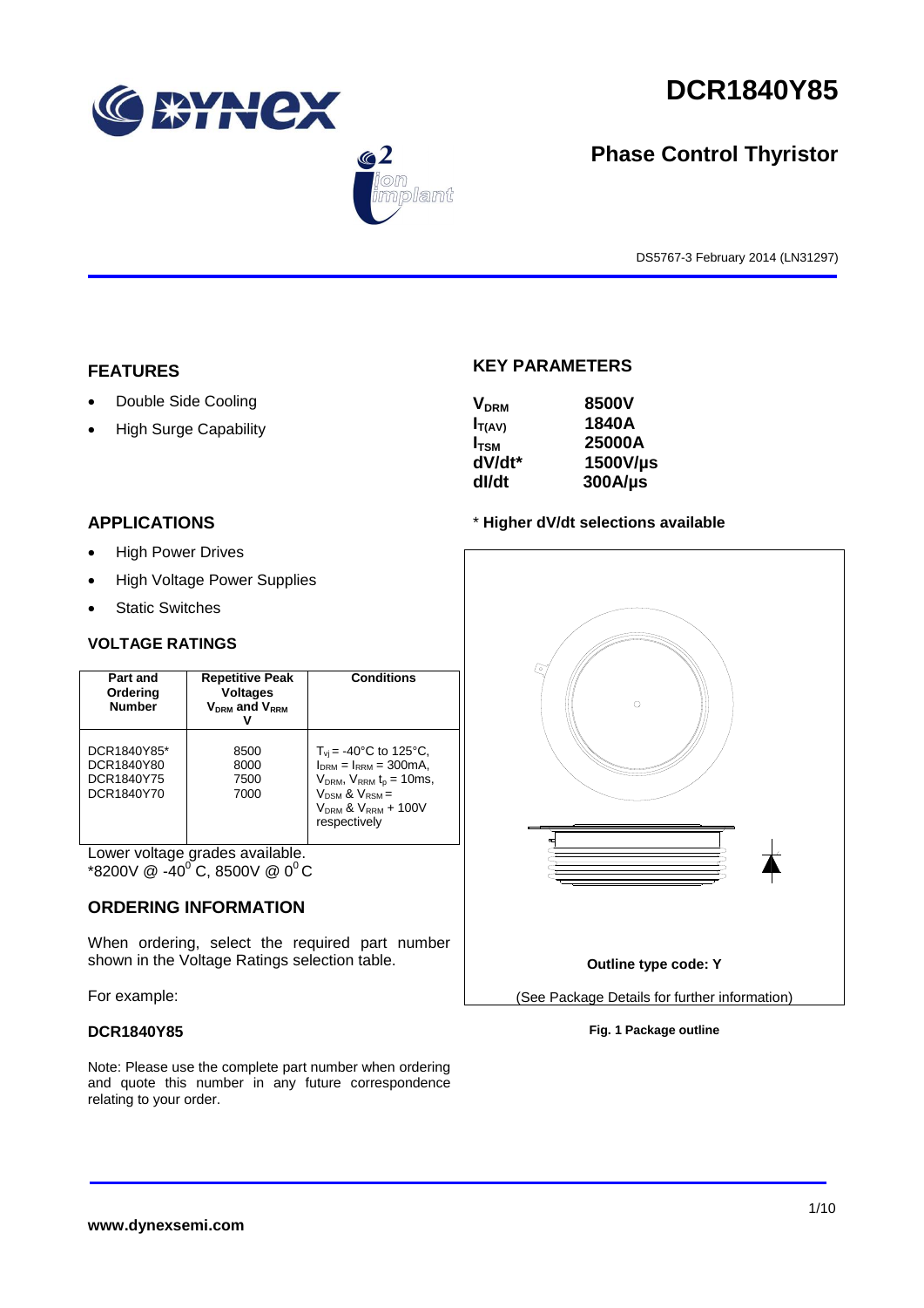# DCR1840Y85

## Phase Control Thyristor

DS5767-3 February 2014 (LN31297)

## FEATURES

- Double Side Cooling
- High Surge Capability

## APPLICATIONS

- High Power Drives
- High Voltage Power Supplies
- Static Switches

## KEY PARAMETERS

| | |
|---|---|
| $V_{DRM}$ | 8500V |
| $I_{T(AV)}$ | 1840A |
| $I_{TSM}$ | 25000A |
| dV/dt* | 1500V/µs |
| dI/dt | 300A/µs |

\* **Higher dV/dt selections available**

### VOLTAGE RATINGS

| Part and Ordering Number | Repetitive Peak Voltages $V_{DRM}$ and $V_{RRM}$ V | Conditions |
|---|---|---|
| DCR1840Y85*<br>DCR1840Y80<br>DCR1840Y75<br>DCR1840Y70 | 8500<br>8000<br>7500<br>7000 | $T_{vj}$ = -40°C to 125°C, $I_{DRM}$ = $I_{RRM}$ = 300mA, $V_{DRM}$, $V_{RRM}$ $t_p$ = 10ms, $V_{DSM}$ & $V_{RSM}$ = $V_{DRM}$ & $V_{RRM}$ + 100V respectively |

Lower voltage grades available.
*8200V @ -40$^0$ C, 8500V @ 0$^0$ C

## ORDERING INFORMATION

When ordering, select the required part number shown in the Voltage Ratings selection table.

For example:

**DCR1840Y85**

Note: Please use the complete part number when ordering and quote this number in any future correspondence relating to your order.

**Outline type code: Y**

(See Package Details for further information)

**Fig. 1 Package outline**

**www.dynexsemi.com**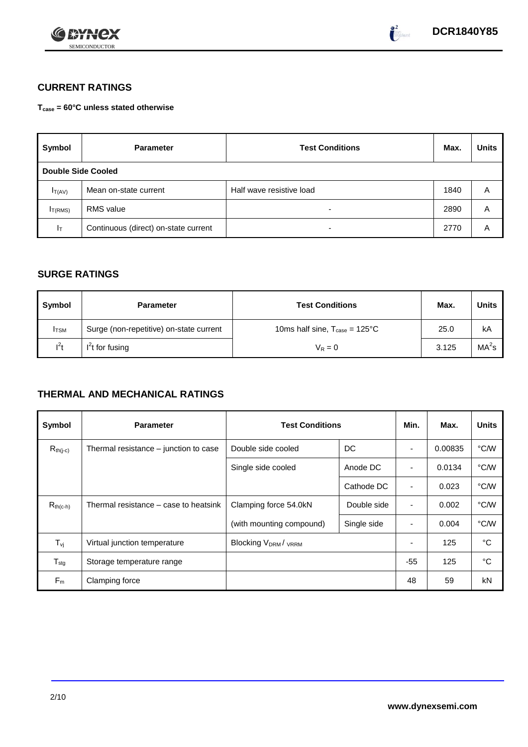## CURRENT RATINGS

**$T_{case}$ = 60°C unless stated otherwise**

| Symbol | Parameter | Test Conditions | Max. | Units |
|---|---|---|---|---|
| **Double Side Cooled** | | | | |
| $I_{T(AV)}$ | Mean on-state current | Half wave resistive load | 1840 | A |
| $I_{T(RMS)}$ | RMS value | - | 2890 | A |
| $I_T$ | Continuous (direct) on-state current | - | 2770 | A |

## SURGE RATINGS

| Symbol | Parameter | Test Conditions | Max. | Units |
|---|---|---|---|---|
| $I_{TSM}$ | Surge (non-repetitive) on-state current | 10ms half sine, $T_{case}$ = 125°C | 25.0 | kA |
| $I^2t$ | $I^2t$ for fusing | $V_R = 0$ | 3.125 | $MA^2s$ |

## THERMAL AND MECHANICAL RATINGS

| Symbol | Parameter | Test Conditions | | Min. | Max. | Units |
|---|---|---|---|---|---|---|
| $R_{th(j-c)}$ | Thermal resistance – junction to case | Double side cooled | DC | - | 0.00835 | °C/W |
| | | Single side cooled | Anode DC | - | 0.0134 | °C/W |
| | | | Cathode DC | - | 0.023 | °C/W |
| $R_{th(c-h)}$ | Thermal resistance – case to heatsink | Clamping force 54.0kN | Double side | - | 0.002 | °C/W |
| | | (with mounting compound) | Single side | - | 0.004 | °C/W |
| $T_{vj}$ | Virtual junction temperature | Blocking $V_{DRM}$ / $V_{RRM}$ | | - | 125 | °C |
| $T_{stg}$ | Storage temperature range | | | -55 | 125 | °C |
| $F_m$ | Clamping force | | | 48 | 59 | kN |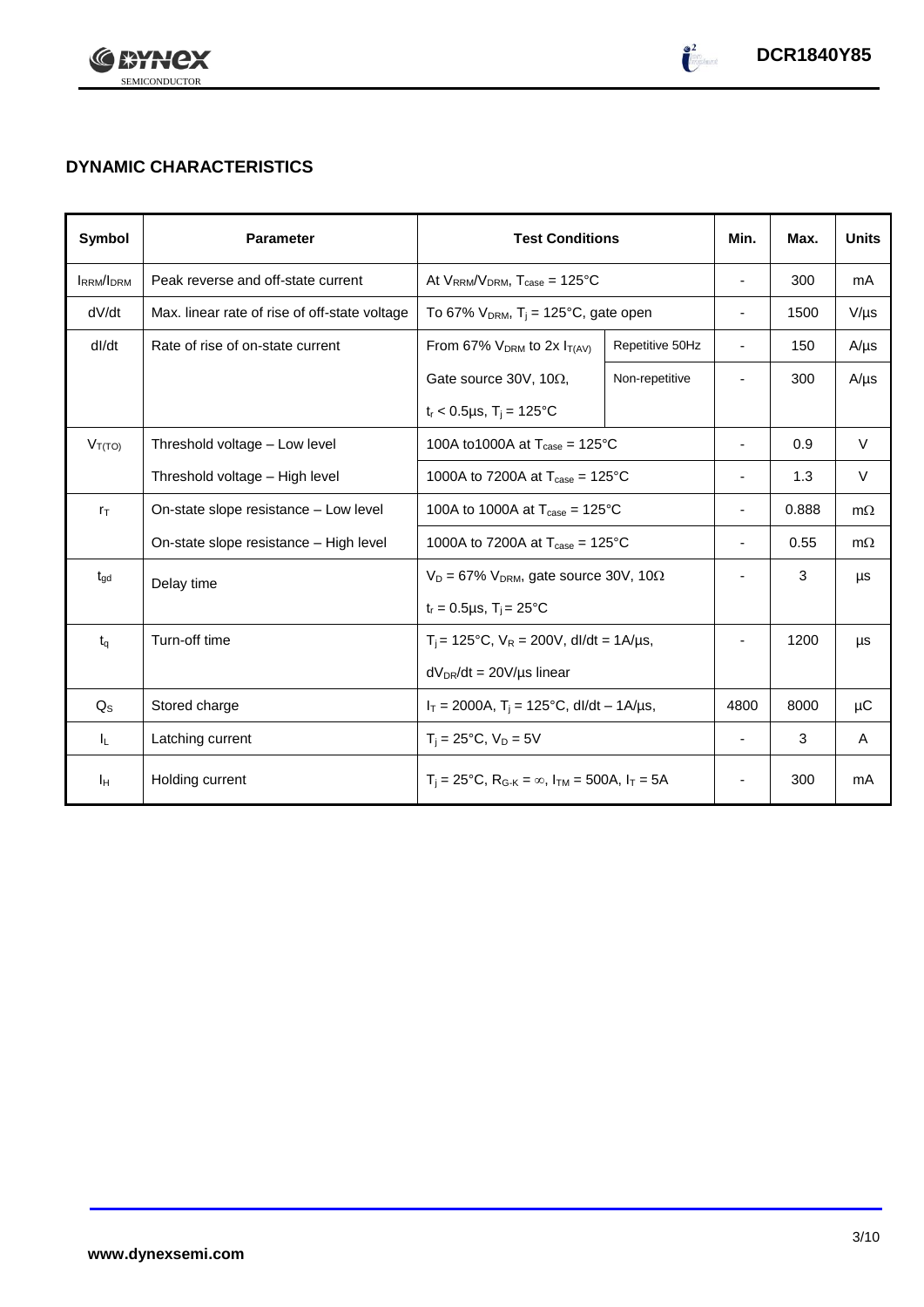## DYNAMIC CHARACTERISTICS

| Symbol | Parameter | Test Conditions | | Min. | Max. | Units |
|---|---|---|---|---|---|---|
| $I_{RRM}/I_{DRM}$ | Peak reverse and off-state current | At $V_{RRM}/V_{DRM}$, $T_{case}$ = 125°C | | - | 300 | mA |
| dV/dt | Max. linear rate of rise of off-state voltage | To 67% $V_{DRM}$, $T_j$ = 125°C, gate open | | - | 1500 | V/µs |
| dI/dt | Rate of rise of on-state current | From 67% $V_{DRM}$ to 2x $I_{T(AV)}$ | Repetitive 50Hz | - | 150 | A/µs |
| | | Gate source 30V, 10Ω, | Non-repetitive | - | 300 | A/µs |
| | | $t_r$ < 0.5µs, $T_j$ = 125°C | | | | |
| $V_{T(TO)}$ | Threshold voltage – Low level | 100A to1000A at $T_{case}$ = 125°C | | - | 0.9 | V |
| | Threshold voltage – High level | 1000A to 7200A at $T_{case}$ = 125°C | | - | 1.3 | V |
| $r_T$ | On-state slope resistance – Low level | 100A to 1000A at $T_{case}$ = 125°C | | - | 0.888 | mΩ |
| | On-state slope resistance – High level | 1000A to 7200A at $T_{case}$ = 125°C | | - | 0.55 | mΩ |
| $t_{gd}$ | Delay time | $V_D$ = 67% $V_{DRM}$, gate source 30V, 10Ω | | - | 3 | µs |
| | | $t_r$ = 0.5µs, $T_j$ = 25°C | | | | |
| $t_q$ | Turn-off time | $T_j$ = 125°C, $V_R$ = 200V, dI/dt = 1A/µs, | | - | 1200 | µs |
| | | $dV_{DR}/dt$ = 20V/µs linear | | | | |
| $Q_S$ | Stored charge | $I_T$ = 2000A, $T_j$ = 125°C, dI/dt – 1A/µs, | | 4800 | 8000 | µC |
| $I_L$ | Latching current | $T_j$ = 25°C, $V_D$ = 5V | | - | 3 | A |
| $I_H$ | Holding current | $T_j$ = 25°C, $R_{G-K}$ = ∞, $I_{TM}$ = 500A, $I_T$ = 5A | | - | 300 | mA |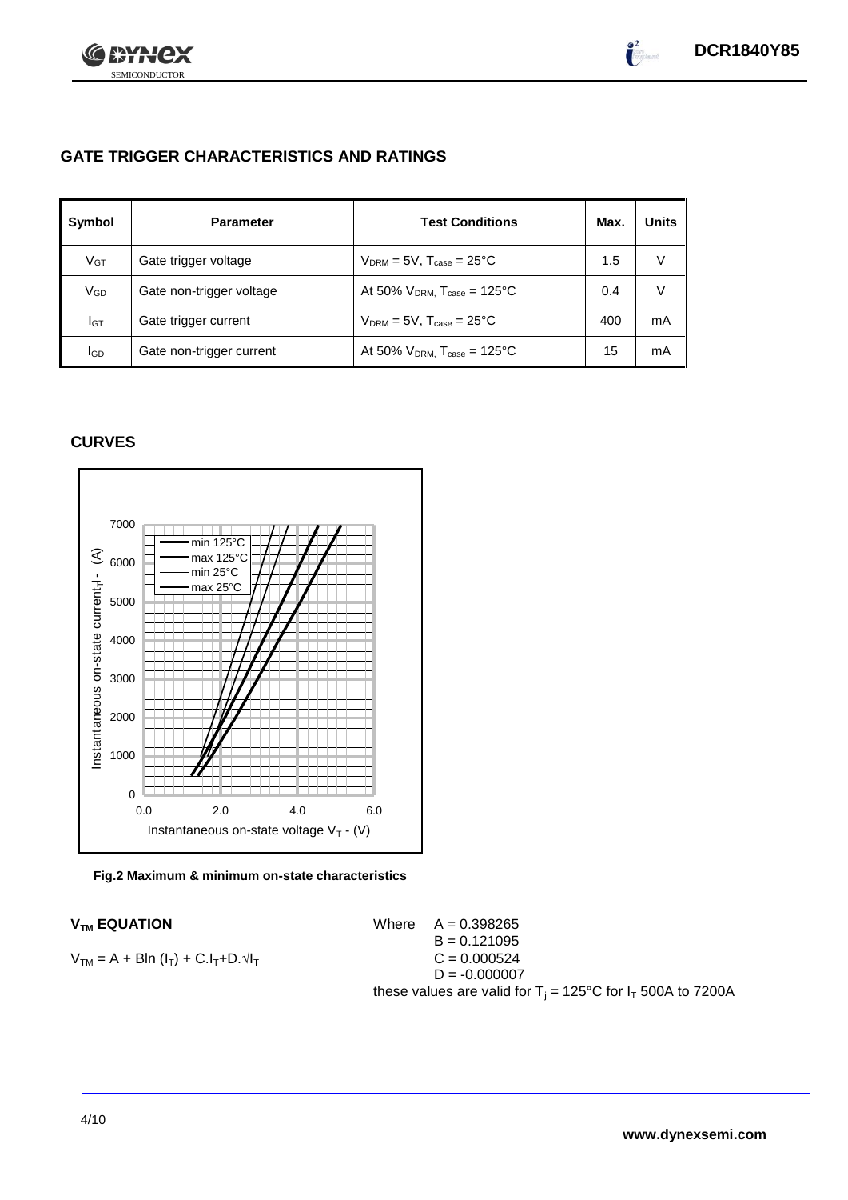## GATE TRIGGER CHARACTERISTICS AND RATINGS

| Symbol | Parameter | Test Conditions | Max. | Units |
|---|---|---|---|---|
| $V_{GT}$ | Gate trigger voltage | $V_{DRM}$ = 5V, $T_{case}$ = 25°C | 1.5 | V |
| $V_{GD}$ | Gate non-trigger voltage | At 50% $V_{DRM}$, $T_{case}$ = 125°C | 0.4 | V |
| $I_{GT}$ | Gate trigger current | $V_{DRM}$ = 5V, $T_{case}$ = 25°C | 400 | mA |
| $I_{GD}$ | Gate non-trigger current | At 50% $V_{DRM}$, $T_{case}$ = 125°C | 15 | mA |

## CURVES

Fig.2 Maximum & minimum on-state characteristics

### $V_{TM}$ EQUATION

$$V_{TM} = A + B\ln(I_T) + C.I_T + D.\sqrt{I_T}$$

Where
A = 0.398265
B = 0.121095
C = 0.000524
D = -0.000007

these values are valid for $T_j$ = 125°C for $I_T$ 500A to 7200A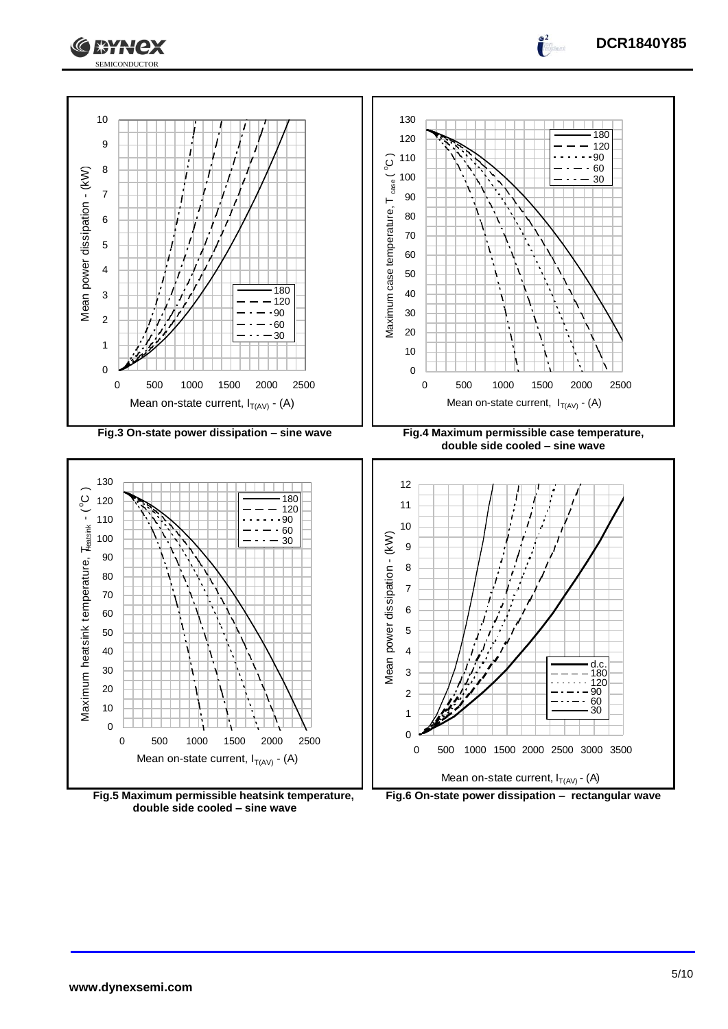Fig.3 On-state power dissipation – sine wave

Fig.4 Maximum permissible case temperature, double side cooled – sine wave

Fig.5 Maximum permissible heatsink temperature, double side cooled – sine wave

Fig.6 On-state power dissipation – rectangular wave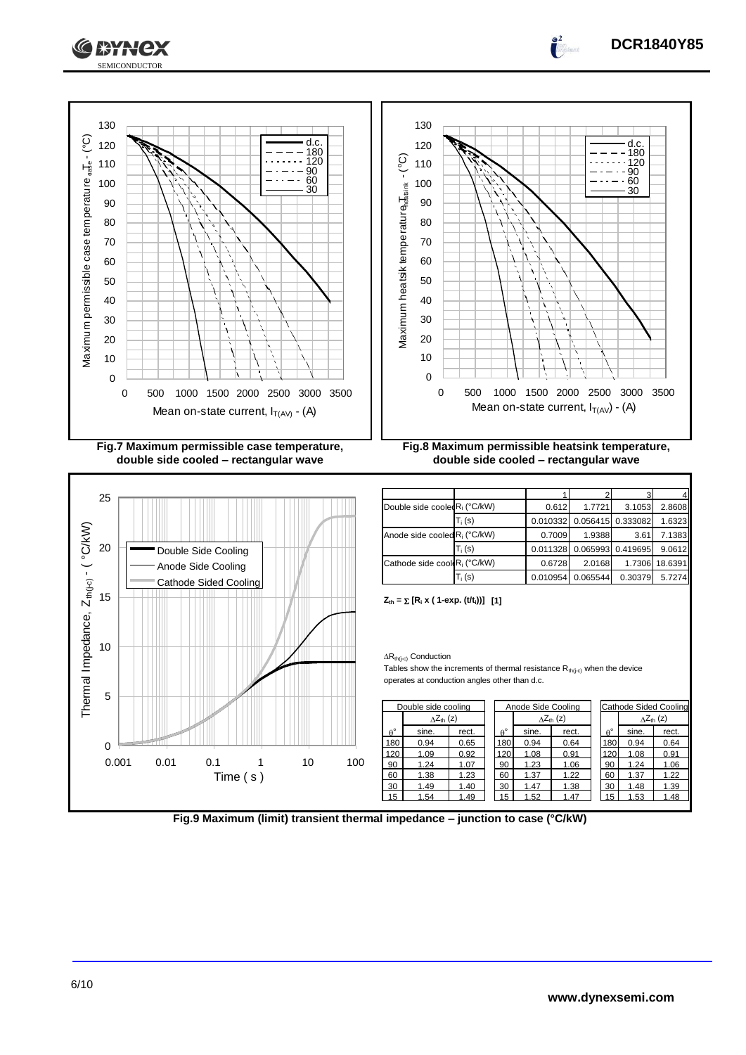Fig.7 Maximum permissible case temperature, double side cooled – rectangular wave

Fig.8 Maximum permissible heatsink temperature, double side cooled – rectangular wave

| | | 1 | 2 | 3 | 4 |
|---|---|---|---|---|---|
| Double side cooled | $R_i$ (°C/kW) | 0.612 | 1.7721 | 3.1053 | 2.8608 |
| | $T_i$ (s) | 0.010332 | 0.056415 | 0.333082 | 1.6323 |
| Anode side cooled | $R_i$ (°C/kW) | 0.7009 | 1.9388 | 3.61 | 7.1383 |
| | $T_i$ (s) | 0.011328 | 0.065993 | 0.419695 | 9.0612 |
| Cathode side cooled | $R_i$ (°C/kW) | 0.6728 | 2.0168 | 1.7306 | 18.6391 |
| | $T_i$ (s) | 0.010954 | 0.065544 | 0.30379 | 5.7274 |

$Z_{th} = \sum [R_i \times ( 1\text{-exp.} (t/t_i))]$ [1]

$\Delta R_{th(j\text{-}c)}$ Conduction

Tables show the increments of thermal resistance $R_{th(j\text{-}c)}$ when the device operates at conduction angles other than d.c.

| Double side cooling | | |
|---|---|---|
| | $\Delta Z_{th}$ (z) | |
| θ° | sine. | rect. |
| 180 | 0.94 | 0.65 |
| 120 | 1.09 | 0.92 |
| 90 | 1.24 | 1.07 |
| 60 | 1.38 | 1.23 |
| 30 | 1.49 | 1.40 |
| 15 | 1.54 | 1.49 |

| Anode Side Cooling | | |
|---|---|---|
| | $\Delta Z_{th}$ (z) | |
| θ° | sine. | rect. |
| 180 | 0.94 | 0.64 |
| 120 | 1.08 | 0.91 |
| 90 | 1.23 | 1.06 |
| 60 | 1.37 | 1.22 |
| 30 | 1.47 | 1.38 |
| 15 | 1.52 | 1.47 |

| Cathode Sided Cooling | | |
|---|---|---|
| | $\Delta Z_{th}$ (z) | |
| θ° | sine. | rect. |
| 180 | 0.94 | 0.64 |
| 120 | 1.08 | 0.91 |
| 90 | 1.24 | 1.06 |
| 60 | 1.37 | 1.22 |
| 30 | 1.48 | 1.39 |
| 15 | 1.53 | 1.48 |

Fig.9 Maximum (limit) transient thermal impedance – junction to case (°C/kW)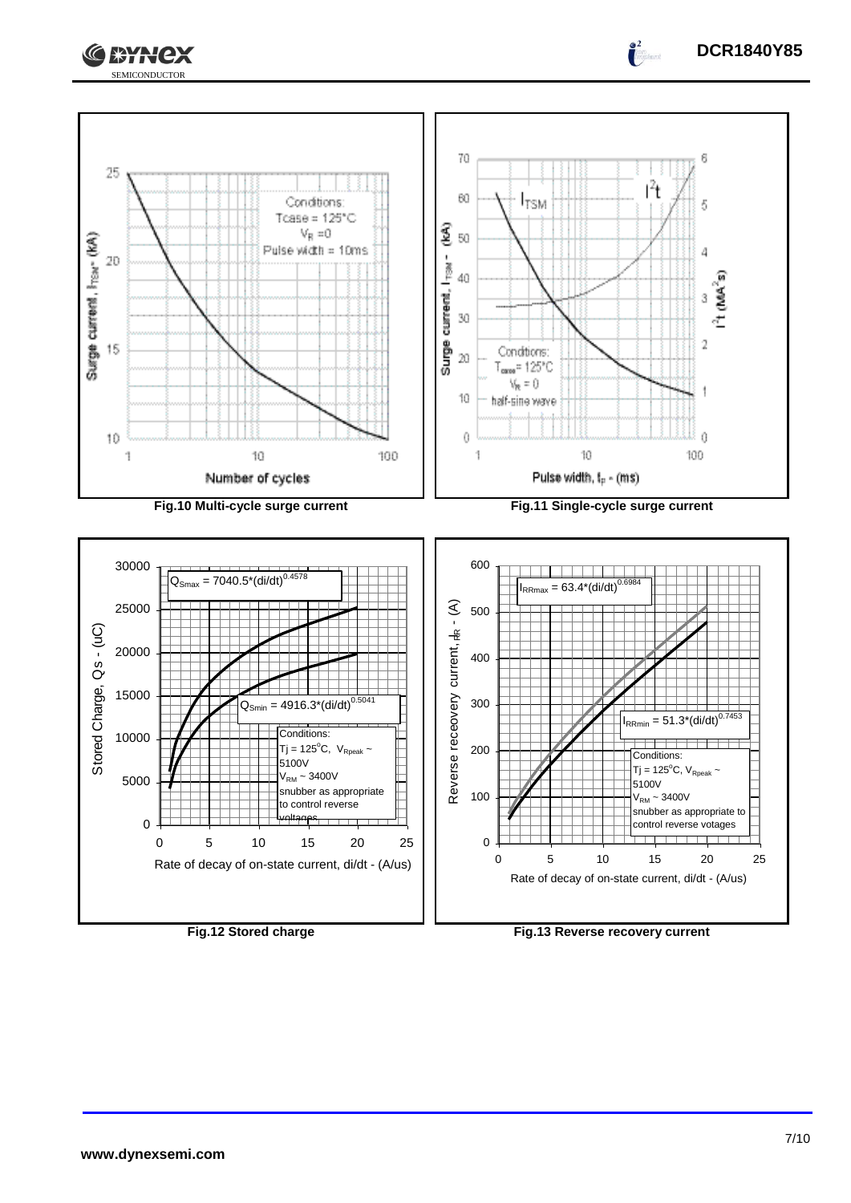Fig.10 Multi-cycle surge current

Fig.11 Single-cycle surge current

$Q_{Smax} = 7040.5*(di/dt)^{0.4578}$

$Q_{Smin} = 4916.3*(di/dt)^{0.5041}$

Conditions:
Tj = 125°C, $V_{Rpeak}$ ~ 5100V
$V_{RM}$ ~ 3400V
snubber as appropriate to control reverse voltages

Fig.12 Stored charge

$I_{RRmax} = 63.4*(di/dt)^{0.6984}$

$I_{RRmin} = 51.3*(di/dt)^{0.7453}$

Conditions:
Tj = 125°C, $V_{Rpeak}$ ~ 5100V
$V_{RM}$ ~ 3400V
snubber as appropriate to control reverse votages

Fig.13 Reverse recovery current

www.dynexsemi.com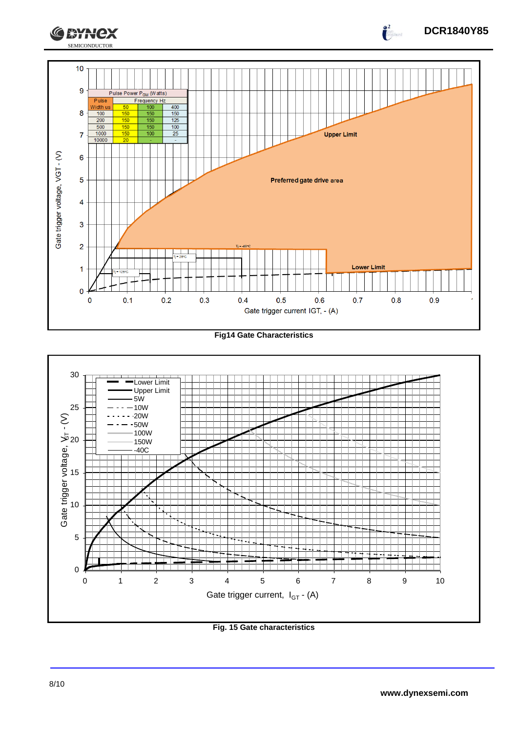| Pulse Power $P_{GM}$ (Watts) | | | |
|---|---|---|---|
| Pulse Width us | Frequency Hz | | |
| | 50 | 100 | 400 |
| 100 | 150 | 150 | 150 |
| 200 | 150 | 150 | 125 |
| 500 | 150 | 150 | 100 |
| 1000 | 150 | 100 | 25 |
| 10000 | 20 | - | - |

**Fig14 Gate Characteristics**

**Fig. 15 Gate characteristics**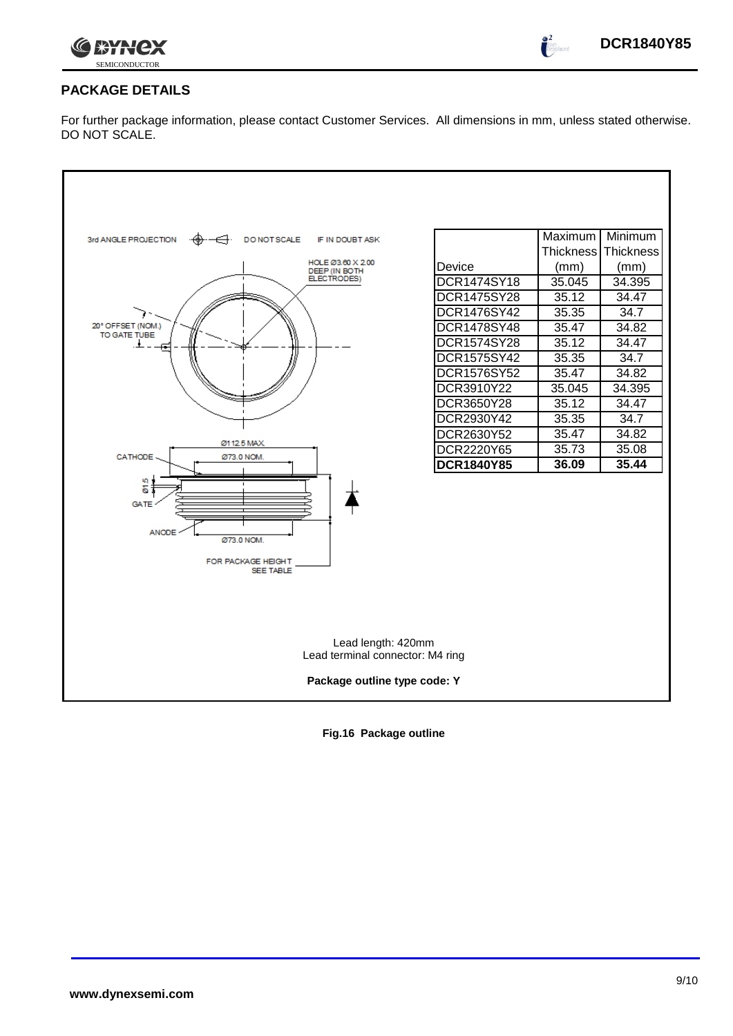## PACKAGE DETAILS

For further package information, please contact Customer Services. All dimensions in mm, unless stated otherwise. DO NOT SCALE.

3rd ANGLE PROJECTION DO NOT SCALE IF IN DOUBT ASK

HOLE Ø3.60 X 2.00 DEEP (IN BOTH ELECTRODES)

20° OFFSET (NOM.) TO GATE TUBE

Ø112.5 MAX.

CATHODE

Ø73.0 NOM.

Ø1.5

GATE

ANODE

Ø73.0 NOM.

FOR PACKAGE HEIGHT SEE TABLE

| Device | Maximum Thickness (mm) | Minimum Thickness (mm) |
|---|---|---|
| DCR1474SY18 | 35.045 | 34.395 |
| DCR1475SY28 | 35.12 | 34.47 |
| DCR1476SY42 | 35.35 | 34.7 |
| DCR1478SY48 | 35.47 | 34.82 |
| DCR1574SY28 | 35.12 | 34.47 |
| DCR1575SY42 | 35.35 | 34.7 |
| DCR1576SY52 | 35.47 | 34.82 |
| DCR3910Y22 | 35.045 | 34.395 |
| DCR3650Y28 | 35.12 | 34.47 |
| DCR2930Y42 | 35.35 | 34.7 |
| DCR2630Y52 | 35.47 | 34.82 |
| DCR2220Y65 | 35.73 | 35.08 |
| **DCR1840Y85** | **36.09** | **35.44** |

Lead length: 420mm
Lead terminal connector: M4 ring

**Package outline type code: Y**

**Fig.16 Package outline**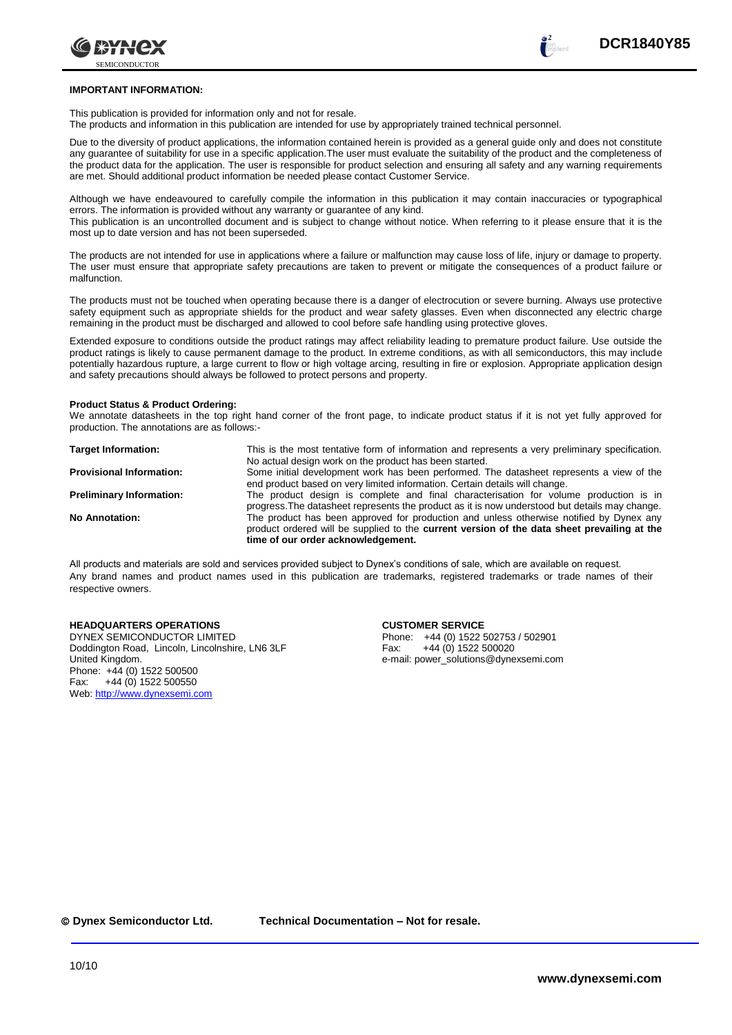**IMPORTANT INFORMATION:**

This publication is provided for information only and not for resale.
The products and information in this publication are intended for use by appropriately trained technical personnel.

Due to the diversity of product applications, the information contained herein is provided as a general guide only and does not constitute any guarantee of suitability for use in a specific application.The user must evaluate the suitability of the product and the completeness of the product data for the application. The user is responsible for product selection and ensuring all safety and any warning requirements are met. Should additional product information be needed please contact Customer Service.

Although we have endeavoured to carefully compile the information in this publication it may contain inaccuracies or typographical errors. The information is provided without any warranty or guarantee of any kind.
This publication is an uncontrolled document and is subject to change without notice. When referring to it please ensure that it is the most up to date version and has not been superseded.

The products are not intended for use in applications where a failure or malfunction may cause loss of life, injury or damage to property. The user must ensure that appropriate safety precautions are taken to prevent or mitigate the consequences of a product failure or malfunction.

The products must not be touched when operating because there is a danger of electrocution or severe burning. Always use protective safety equipment such as appropriate shields for the product and wear safety glasses. Even when disconnected any electric charge remaining in the product must be discharged and allowed to cool before safe handling using protective gloves.

Extended exposure to conditions outside the product ratings may affect reliability leading to premature product failure. Use outside the product ratings is likely to cause permanent damage to the product. In extreme conditions, as with all semiconductors, this may include potentially hazardous rupture, a large current to flow or high voltage arcing, resulting in fire or explosion. Appropriate application design and safety precautions should always be followed to protect persons and property.

**Product Status & Product Ordering:**
We annotate datasheets in the top right hand corner of the front page, to indicate product status if it is not yet fully approved for production. The annotations are as follows:-

| | |
|---|---|
| **Target Information:** | This is the most tentative form of information and represents a very preliminary specification. No actual design work on the product has been started. |
| **Provisional Information:** | Some initial development work has been performed. The datasheet represents a view of the end product based on very limited information. Certain details will change. |
| **Preliminary Information:** | The product design is complete and final characterisation for volume production is in progress.The datasheet represents the product as it is now understood but details may change. |
| **No Annotation:** | The product has been approved for production and unless otherwise notified by Dynex any product ordered will be supplied to the **current version of the data sheet prevailing at the time of our order acknowledgement.** |

All products and materials are sold and services provided subject to Dynex's conditions of sale, which are available on request.
Any brand names and product names used in this publication are trademarks, registered trademarks or trade names of their respective owners.

**HEADQUARTERS OPERATIONS**
DYNEX SEMICONDUCTOR LIMITED
Doddington Road, Lincoln, Lincolnshire, LN6 3LF
United Kingdom.
Phone: +44 (0) 1522 500500
Fax: +44 (0) 1522 500550
Web: http://www.dynexsemi.com

**CUSTOMER SERVICE**
Phone: +44 (0) 1522 502753 / 502901
Fax: +44 (0) 1522 500020
e-mail: power_solutions@dynexsemi.com

**© Dynex Semiconductor Ltd.** **Technical Documentation – Not for resale.**